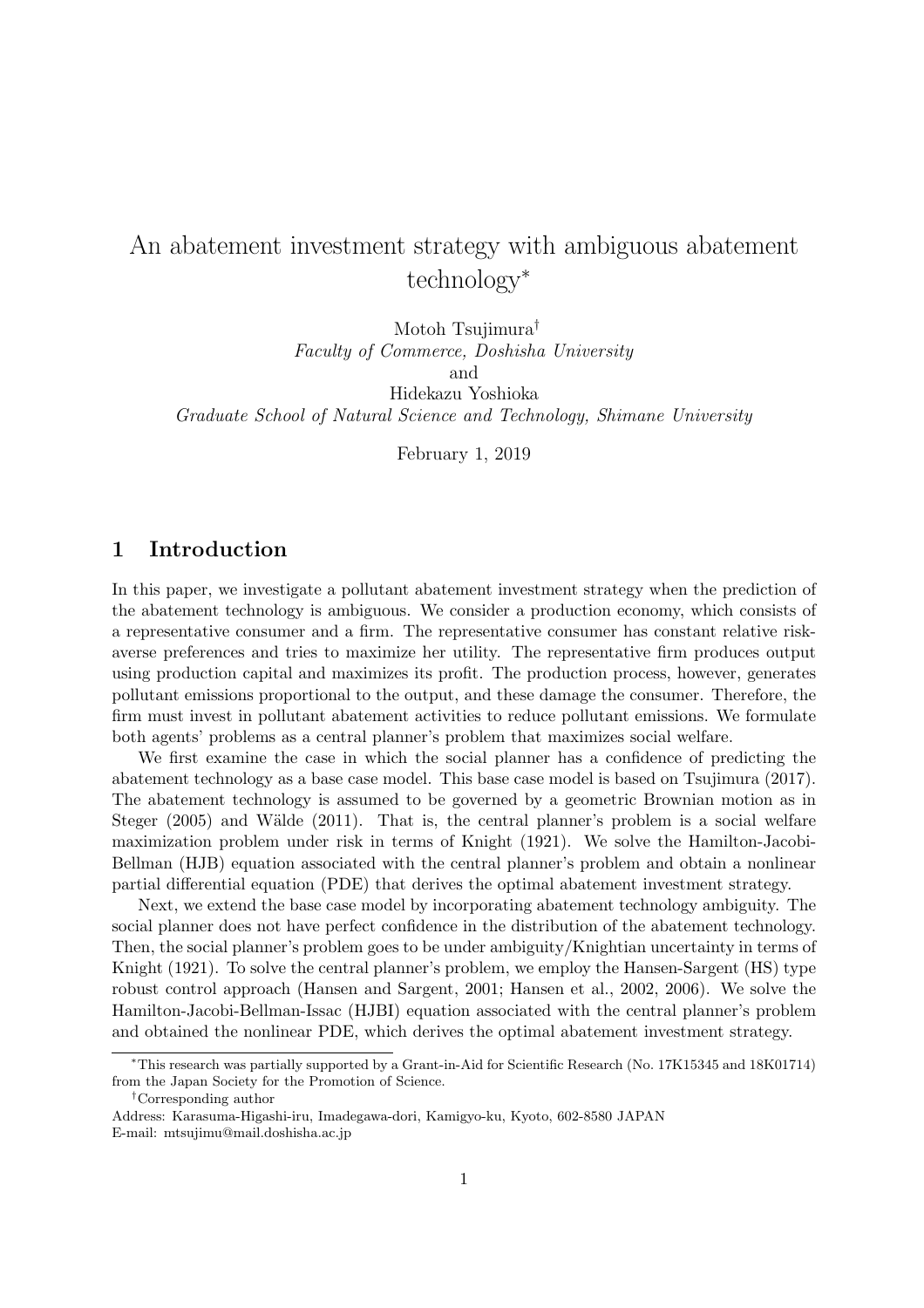# An abatement investment strategy with ambiguous abatement technology[*]

Motoh Tsujimura[†]
*Faculty of Commerce, Doshisha University*
and
Hidekazu Yoshioka
*Graduate School of Natural Science and Technology, Shimane University*

February 1, 2019

## 1 Introduction

In this paper, we investigate a pollutant abatement investment strategy when the prediction of the abatement technology is ambiguous. We consider a production economy, which consists of a representative consumer and a firm. The representative consumer has constant relative risk-averse preferences and tries to maximize her utility. The representative firm produces output using production capital and maximizes its profit. The production process, however, generates pollutant emissions proportional to the output, and these damage the consumer. Therefore, the firm must invest in pollutant abatement activities to reduce pollutant emissions. We formulate both agents' problems as a central planner's problem that maximizes social welfare.

We first examine the case in which the social planner has a confidence of predicting the abatement technology as a base case model. This base case model is based on Tsujimura (2017). The abatement technology is assumed to be governed by a geometric Brownian motion as in Steger (2005) and Wälde (2011). That is, the central planner's problem is a social welfare maximization problem under risk in terms of Knight (1921). We solve the Hamilton-Jacobi-Bellman (HJB) equation associated with the central planner's problem and obtain a nonlinear partial differential equation (PDE) that derives the optimal abatement investment strategy.

Next, we extend the base case model by incorporating abatement technology ambiguity. The social planner does not have perfect confidence in the distribution of the abatement technology. Then, the social planner's problem goes to be under ambiguity/Knightian uncertainty in terms of Knight (1921). To solve the central planner's problem, we employ the Hansen-Sargent (HS) type robust control approach (Hansen and Sargent, 2001; Hansen et al., 2002, 2006). We solve the Hamilton-Jacobi-Bellman-Issac (HJBI) equation associated with the central planner's problem and obtained the nonlinear PDE, which derives the optimal abatement investment strategy.

---

[*] This research was partially supported by a Grant-in-Aid for Scientific Research (No. 17K15345 and 18K01714) from the Japan Society for the Promotion of Science.

[†] Corresponding author
Address: Karasuma-Higashi-iru, Imadegawa-dori, Kamigyo-ku, Kyoto, 602-8580 JAPAN
E-mail: mtsujimu@mail.doshisha.ac.jp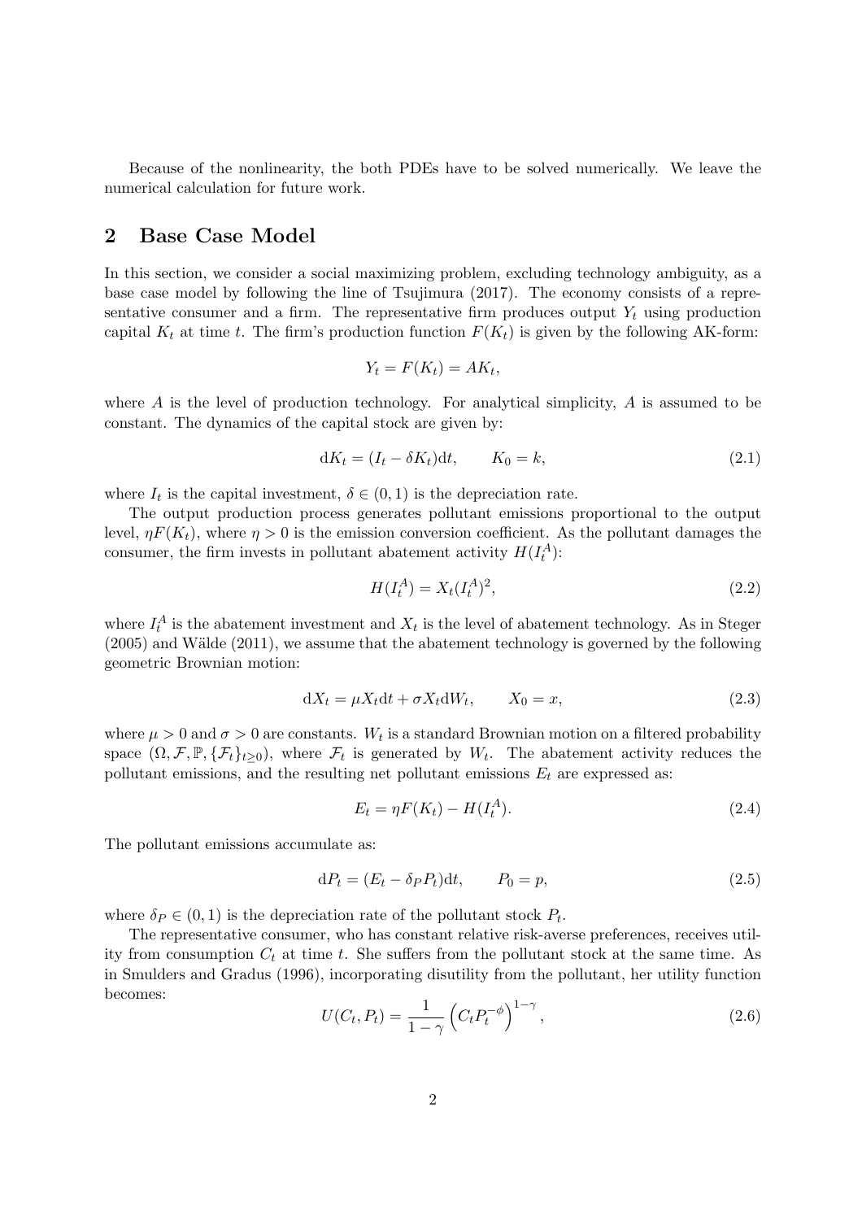Because of the nonlinearity, the both PDEs have to be solved numerically. We leave the numerical calculation for future work.

## 2 Base Case Model

In this section, we consider a social maximizing problem, excluding technology ambiguity, as a base case model by following the line of Tsujimura (2017). The economy consists of a representative consumer and a firm. The representative firm produces output $Y_t$ using production capital $K_t$ at time $t$. The firm's production function $F(K_t)$ is given by the following AK-form:

$$Y_t = F(K_t) = AK_t,$$

where $A$ is the level of production technology. For analytical simplicity, $A$ is assumed to be constant. The dynamics of the capital stock are given by:

$$\mathrm{d}K_t = (I_t - \delta K_t)\mathrm{d}t, \qquad K_0 = k, \tag{2.1}$$

where $I_t$ is the capital investment, $\delta \in (0, 1)$ is the depreciation rate.

The output production process generates pollutant emissions proportional to the output level, $\eta F(K_t)$, where $\eta > 0$ is the emission conversion coefficient. As the pollutant damages the consumer, the firm invests in pollutant abatement activity $H(I_t^A)$:

$$H(I_t^A) = X_t(I_t^A)^2, \tag{2.2}$$

where $I_t^A$ is the abatement investment and $X_t$ is the level of abatement technology. As in Steger (2005) and Wälde (2011), we assume that the abatement technology is governed by the following geometric Brownian motion:

$$\mathrm{d}X_t = \mu X_t \mathrm{d}t + \sigma X_t \mathrm{d}W_t, \qquad X_0 = x, \tag{2.3}$$

where $\mu > 0$ and $\sigma > 0$ are constants. $W_t$ is a standard Brownian motion on a filtered probability space $(\Omega, \mathcal{F}, \mathbb{P}, \{\mathcal{F}_t\}_{t\geq 0})$, where $\mathcal{F}_t$ is generated by $W_t$. The abatement activity reduces the pollutant emissions, and the resulting net pollutant emissions $E_t$ are expressed as:

$$E_t = \eta F(K_t) - H(I_t^A). \tag{2.4}$$

The pollutant emissions accumulate as:

$$\mathrm{d}P_t = (E_t - \delta_P P_t)\mathrm{d}t, \qquad P_0 = p, \tag{2.5}$$

where $\delta_P \in (0, 1)$ is the depreciation rate of the pollutant stock $P_t$.

The representative consumer, who has constant relative risk-averse preferences, receives utility from consumption $C_t$ at time $t$. She suffers from the pollutant stock at the same time. As in Smulders and Gradus (1996), incorporating disutility from the pollutant, her utility function becomes:

$$U(C_t, P_t) = \frac{1}{1-\gamma}\left(C_t P_t^{-\phi}\right)^{1-\gamma}, \tag{2.6}$$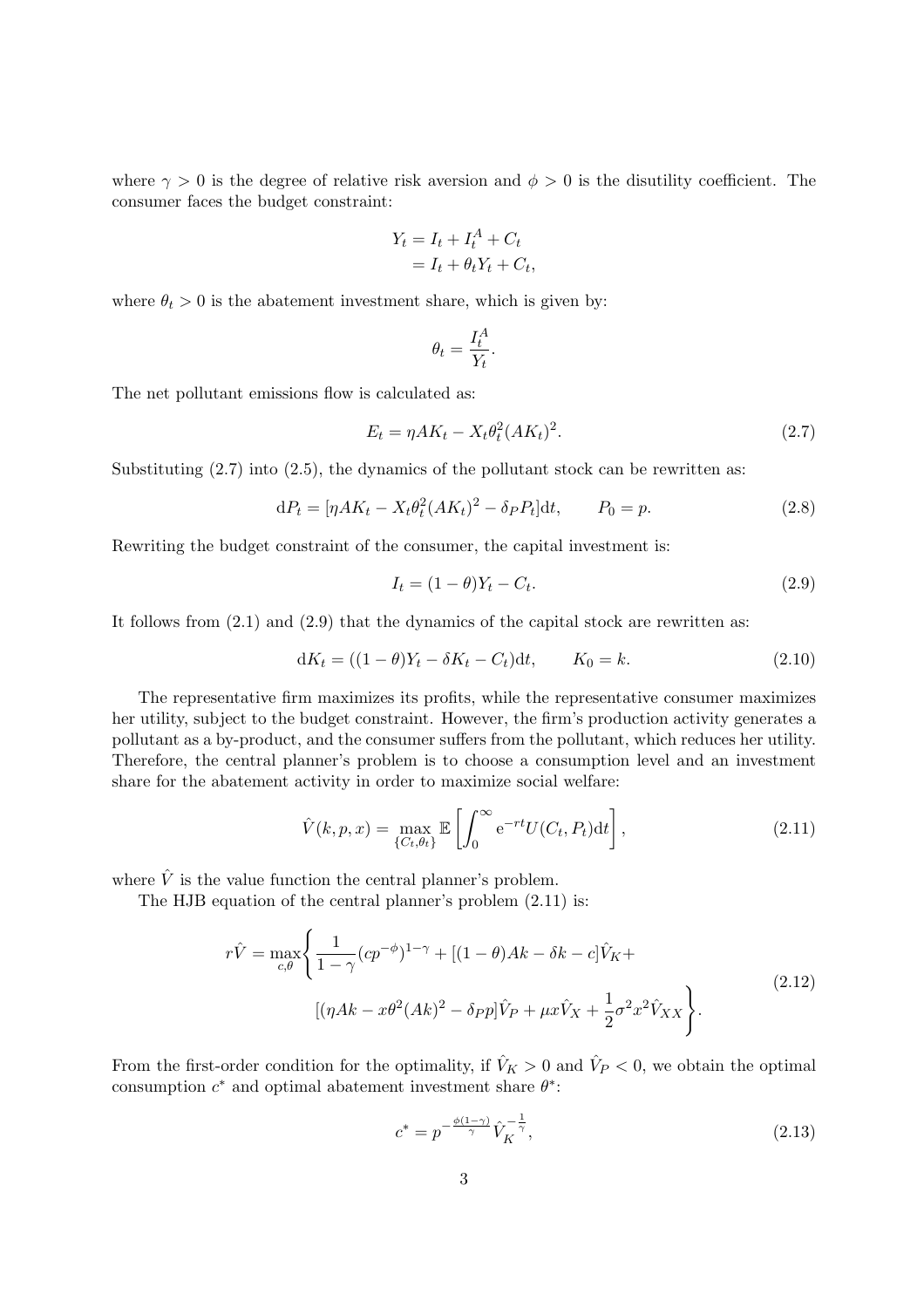where $\gamma > 0$ is the degree of relative risk aversion and $\phi > 0$ is the disutility coefficient. The consumer faces the budget constraint:

$$
\begin{aligned}
Y_t &= I_t + I_t^A + C_t \\
&= I_t + \theta_t Y_t + C_t,
\end{aligned}
$$

where $\theta_t > 0$ is the abatement investment share, which is given by:

$$
\theta_t = \frac{I_t^A}{Y_t}.
$$

The net pollutant emissions flow is calculated as:

$$
E_t = \eta A K_t - X_t \theta_t^2 (A K_t)^2. \tag{2.7}
$$

Substituting (2.7) into (2.5), the dynamics of the pollutant stock can be rewritten as:

$$
\mathrm{d}P_t = [\eta A K_t - X_t \theta_t^2 (A K_t)^2 - \delta_P P_t]\mathrm{d}t, \qquad P_0 = p. \tag{2.8}
$$

Rewriting the budget constraint of the consumer, the capital investment is:

$$
I_t = (1 - \theta) Y_t - C_t. \tag{2.9}
$$

It follows from (2.1) and (2.9) that the dynamics of the capital stock are rewritten as:

$$
\mathrm{d}K_t = ((1 - \theta) Y_t - \delta K_t - C_t)\mathrm{d}t, \qquad K_0 = k. \tag{2.10}
$$

The representative firm maximizes its profits, while the representative consumer maximizes her utility, subject to the budget constraint. However, the firm's production activity generates a pollutant as a by-product, and the consumer suffers from the pollutant, which reduces her utility. Therefore, the central planner's problem is to choose a consumption level and an investment share for the abatement activity in order to maximize social welfare:

$$
\hat{V}(k, p, x) = \max_{\{C_t, \theta_t\}} \mathbb{E}\left[\int_0^\infty \mathrm{e}^{-rt} U(C_t, P_t)\mathrm{d}t\right], \tag{2.11}
$$

where $\hat{V}$ is the value function the central planner's problem.

The HJB equation of the central planner's problem (2.11) is:

$$
\begin{aligned}
r\hat{V} = \max_{c,\theta} \Bigg\{ & \frac{1}{1-\gamma}(c p^{-\phi})^{1-\gamma} + [(1-\theta)Ak - \delta k - c]\hat{V}_K + \\
& [(\eta A k - x\theta^2 (Ak)^2 - \delta_P p]\hat{V}_P + \mu x \hat{V}_X + \frac{1}{2}\sigma^2 x^2 \hat{V}_{XX} \Bigg\}.
\end{aligned} \tag{2.12}
$$

From the first-order condition for the optimality, if $\hat{V}_K > 0$ and $\hat{V}_P < 0$, we obtain the optimal consumption $c^*$ and optimal abatement investment share $\theta^*$:

$$
c^* = p^{-\frac{\phi(1-\gamma)}{\gamma}} \hat{V}_K^{-\frac{1}{\gamma}}, \tag{2.13}
$$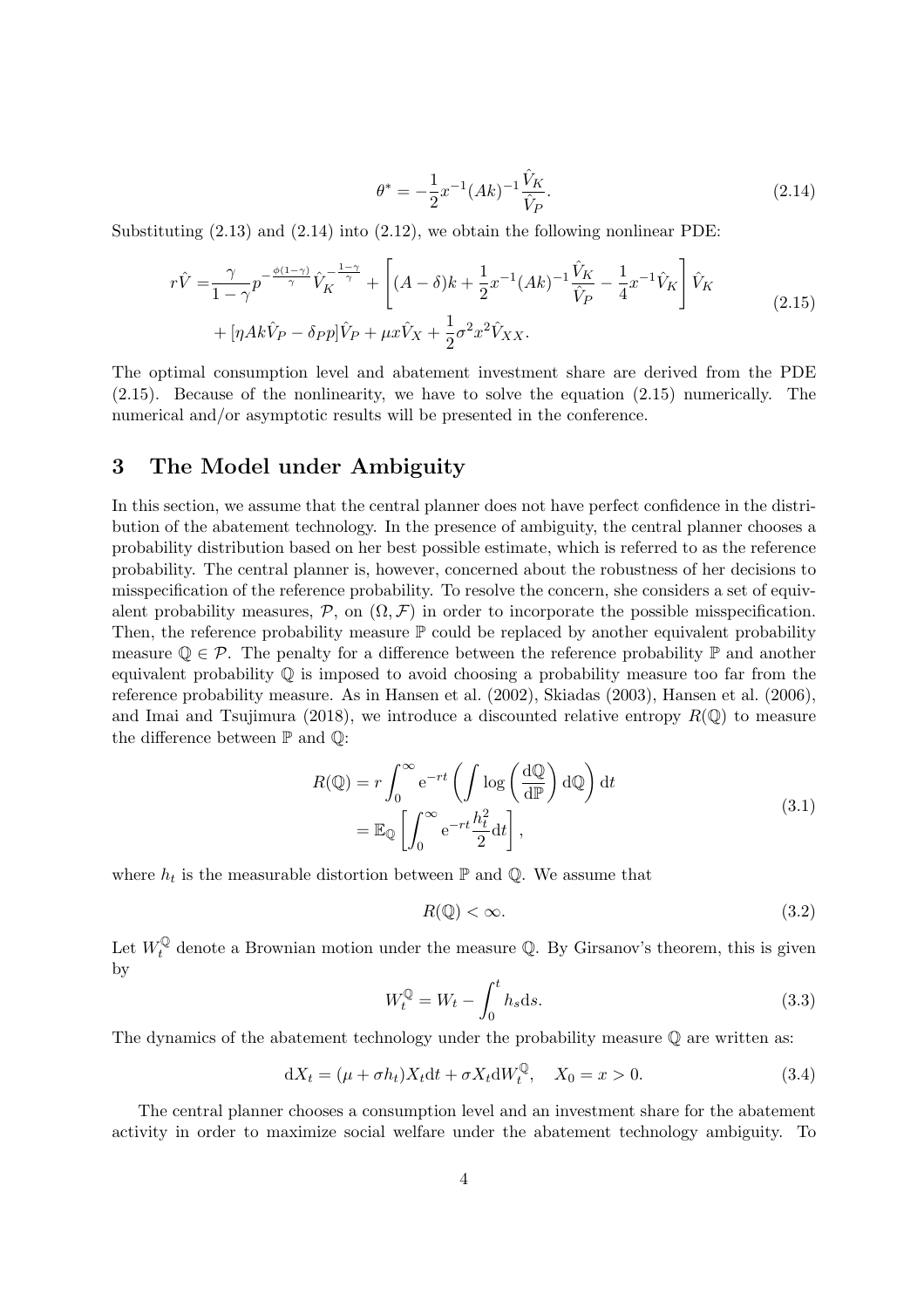$$\theta^* = -\frac{1}{2}x^{-1}(Ak)^{-1}\frac{\hat{V}_K}{\hat{V}_P}. \tag{2.14}$$

Substituting (2.13) and (2.14) into (2.12), we obtain the following nonlinear PDE:

$$\begin{aligned} r\hat{V} =& \frac{\gamma}{1-\gamma}p^{-\frac{\phi(1-\gamma)}{\gamma}}\hat{V}_K^{-\frac{1-\gamma}{\gamma}} + \left[(A-\delta)k + \frac{1}{2}x^{-1}(Ak)^{-1}\frac{\hat{V}_K}{\hat{V}_P} - \frac{1}{4}x^{-1}\hat{V}_K\right]\hat{V}_K \\ &+ [\eta Ak\hat{V}_P - \delta_P p]\hat{V}_P + \mu x\hat{V}_X + \frac{1}{2}\sigma^2 x^2\hat{V}_{XX}. \end{aligned} \tag{2.15}$$

The optimal consumption level and abatement investment share are derived from the PDE (2.15). Because of the nonlinearity, we have to solve the equation (2.15) numerically. The numerical and/or asymptotic results will be presented in the conference.

# 3 The Model under Ambiguity

In this section, we assume that the central planner does not have perfect confidence in the distribution of the abatement technology. In the presence of ambiguity, the central planner chooses a probability distribution based on her best possible estimate, which is referred to as the reference probability. The central planner is, however, concerned about the robustness of her decisions to misspecification of the reference probability. To resolve the concern, she considers a set of equivalent probability measures, $\mathcal{P}$, on $(\Omega, \mathcal{F})$ in order to incorporate the possible misspecification. Then, the reference probability measure $\mathbb{P}$ could be replaced by another equivalent probability measure $\mathbb{Q} \in \mathcal{P}$. The penalty for a difference between the reference probability $\mathbb{P}$ and another equivalent probability $\mathbb{Q}$ is imposed to avoid choosing a probability measure too far from the reference probability measure. As in Hansen et al. (2002), Skiadas (2003), Hansen et al. (2006), and Imai and Tsujimura (2018), we introduce a discounted relative entropy $R(\mathbb{Q})$ to measure the difference between $\mathbb{P}$ and $\mathbb{Q}$:

$$\begin{aligned} R(\mathbb{Q}) &= r\int_0^\infty \mathrm{e}^{-rt}\left(\int \log\left(\frac{\mathrm{d}\mathbb{Q}}{\mathrm{d}\mathbb{P}}\right)\mathrm{d}\mathbb{Q}\right)\mathrm{d}t \\ &= \mathbb{E}_{\mathbb{Q}}\left[\int_0^\infty \mathrm{e}^{-rt}\frac{h_t^2}{2}\mathrm{d}t\right], \end{aligned} \tag{3.1}$$

where $h_t$ is the measurable distortion between $\mathbb{P}$ and $\mathbb{Q}$. We assume that

$$R(\mathbb{Q}) < \infty. \tag{3.2}$$

Let $W_t^{\mathbb{Q}}$ denote a Brownian motion under the measure $\mathbb{Q}$. By Girsanov's theorem, this is given by

$$W_t^{\mathbb{Q}} = W_t - \int_0^t h_s \mathrm{d}s. \tag{3.3}$$

The dynamics of the abatement technology under the probability measure $\mathbb{Q}$ are written as:

$$\mathrm{d}X_t = (\mu + \sigma h_t)X_t\mathrm{d}t + \sigma X_t \mathrm{d}W_t^{\mathbb{Q}}, \quad X_0 = x > 0. \tag{3.4}$$

The central planner chooses a consumption level and an investment share for the abatement activity in order to maximize social welfare under the abatement technology ambiguity. To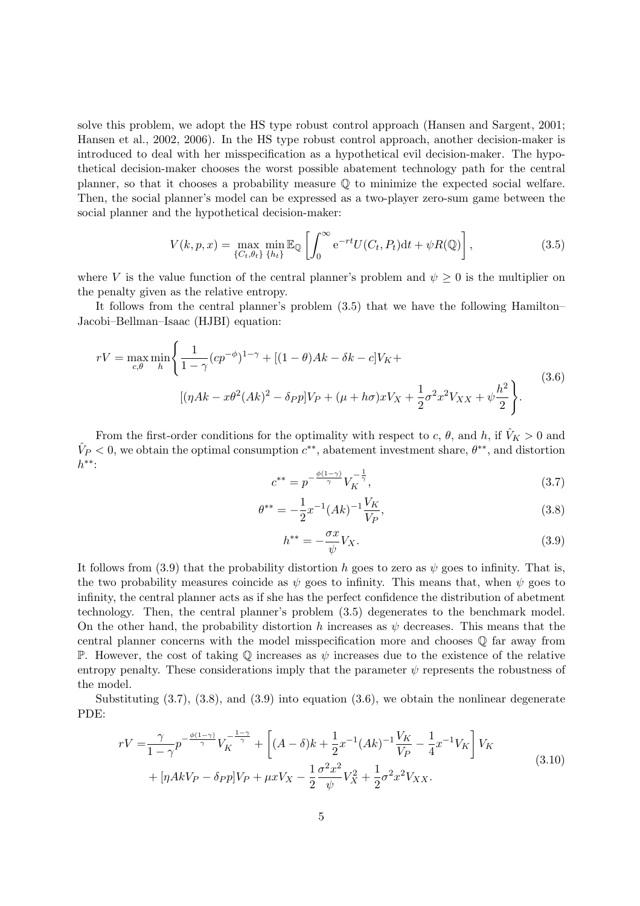solve this problem, we adopt the HS type robust control approach (Hansen and Sargent, 2001; Hansen et al., 2002, 2006). In the HS type robust control approach, another decision-maker is introduced to deal with her misspecification as a hypothetical evil decision-maker. The hypothetical decision-maker chooses the worst possible abatement technology path for the central planner, so that it chooses a probability measure $\mathbb{Q}$ to minimize the expected social welfare. Then, the social planner's model can be expressed as a two-player zero-sum game between the social planner and the hypothetical decision-maker:

$$V(k,p,x) = \max_{\{C_t,\theta_t\}} \min_{\{h_t\}} \mathbb{E}_{\mathbb{Q}}\left[\int_0^\infty \mathrm{e}^{-rt} U(C_t,P_t)\mathrm{d}t + \psi R(\mathbb{Q})\right], \tag{3.5}$$

where $V$ is the value function of the central planner's problem and $\psi \geq 0$ is the multiplier on the penalty given as the relative entropy.

It follows from the central planner's problem (3.5) that we have the following Hamilton–Jacobi–Bellman–Isaac (HJBI) equation:

$$\begin{aligned} rV = \max_{c,\theta}\min_{h} \Bigg\{ &\frac{1}{1-\gamma}(cp^{-\phi})^{1-\gamma} + [(1-\theta)Ak - \delta k - c]V_K + \\ &[(\eta Ak - x\theta^2(Ak)^2 - \delta_P p]V_P + (\mu + h\sigma)xV_X + \frac{1}{2}\sigma^2 x^2 V_{XX} + \psi\frac{h^2}{2}\Bigg\}. \end{aligned} \tag{3.6}$$

From the first-order conditions for the optimality with respect to $c$, $\theta$, and $h$, if $\hat{V}_K > 0$ and $\hat{V}_P < 0$, we obtain the optimal consumption $c^{**}$, abatement investment share, $\theta^{**}$, and distortion $h^{**}$:

$$c^{**} = p^{-\frac{\phi(1-\gamma)}{\gamma}} V_K^{-\frac{1}{\gamma}}, \tag{3.7}$$

$$\theta^{**} = -\frac{1}{2}x^{-1}(Ak)^{-1}\frac{V_K}{V_P}, \tag{3.8}$$

$$h^{**} = -\frac{\sigma x}{\psi}V_X. \tag{3.9}$$

It follows from (3.9) that the probability distortion $h$ goes to zero as $\psi$ goes to infinity. That is, the two probability measures coincide as $\psi$ goes to infinity. This means that, when $\psi$ goes to infinity, the central planner acts as if she has the perfect confidence the distribution of abetment technology. Then, the central planner's problem (3.5) degenerates to the benchmark model. On the other hand, the probability distortion $h$ increases as $\psi$ decreases. This means that the central planner concerns with the model misspecification more and chooses $\mathbb{Q}$ far away from $\mathbb{P}$. However, the cost of taking $\mathbb{Q}$ increases as $\psi$ increases due to the existence of the relative entropy penalty. These considerations imply that the parameter $\psi$ represents the robustness of the model.

Substituting (3.7), (3.8), and (3.9) into equation (3.6), we obtain the nonlinear degenerate PDE:

$$\begin{aligned} rV = &\frac{\gamma}{1-\gamma}p^{-\frac{\phi(1-\gamma)}{\gamma}}V_K^{-\frac{1-\gamma}{\gamma}} + \left[(A-\delta)k + \frac{1}{2}x^{-1}(Ak)^{-1}\frac{V_K}{V_P} - \frac{1}{4}x^{-1}V_K\right]V_K \\ &+ [\eta AkV_P - \delta_P p]V_P + \mu xV_X - \frac{1}{2}\frac{\sigma^2 x^2}{\psi}V_X^2 + \frac{1}{2}\sigma^2 x^2 V_{XX}. \end{aligned} \tag{3.10}$$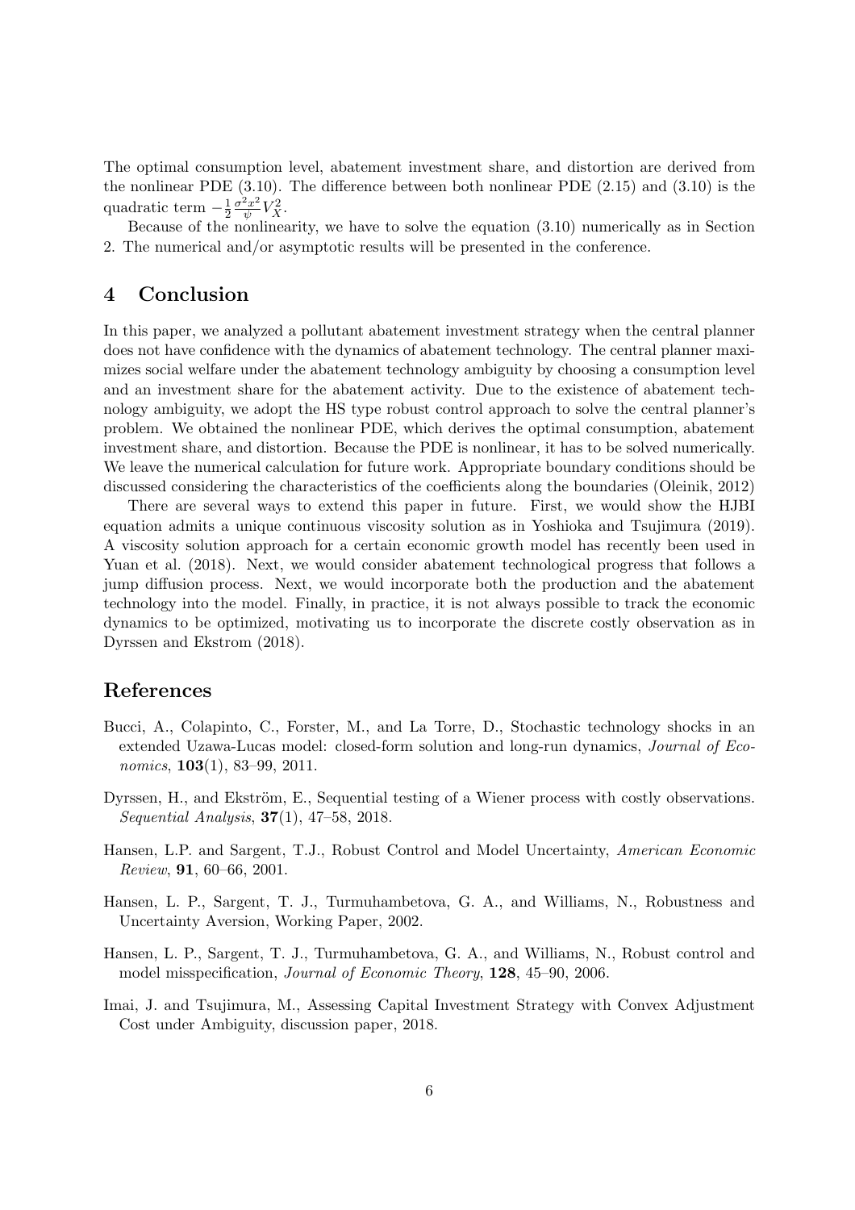The optimal consumption level, abatement investment share, and distortion are derived from the nonlinear PDE (3.10). The difference between both nonlinear PDE (2.15) and (3.10) is the quadratic term $-\frac{1}{2}\frac{\sigma^2 x^2}{\psi}V_X^2$.

Because of the nonlinearity, we have to solve the equation (3.10) numerically as in Section 2. The numerical and/or asymptotic results will be presented in the conference.

## 4 Conclusion

In this paper, we analyzed a pollutant abatement investment strategy when the central planner does not have confidence with the dynamics of abatement technology. The central planner maximizes social welfare under the abatement technology ambiguity by choosing a consumption level and an investment share for the abatement activity. Due to the existence of abatement technology ambiguity, we adopt the HS type robust control approach to solve the central planner's problem. We obtained the nonlinear PDE, which derives the optimal consumption, abatement investment share, and distortion. Because the PDE is nonlinear, it has to be solved numerically. We leave the numerical calculation for future work. Appropriate boundary conditions should be discussed considering the characteristics of the coefficients along the boundaries (Oleinik, 2012)

There are several ways to extend this paper in future. First, we would show the HJBI equation admits a unique continuous viscosity solution as in Yoshioka and Tsujimura (2019). A viscosity solution approach for a certain economic growth model has recently been used in Yuan et al. (2018). Next, we would consider abatement technological progress that follows a jump diffusion process. Next, we would incorporate both the production and the abatement technology into the model. Finally, in practice, it is not always possible to track the economic dynamics to be optimized, motivating us to incorporate the discrete costly observation as in Dyrssen and Ekstrom (2018).

## References

Bucci, A., Colapinto, C., Forster, M., and La Torre, D., Stochastic technology shocks in an extended Uzawa-Lucas model: closed-form solution and long-run dynamics, *Journal of Economics*, **103**(1), 83–99, 2011.

Dyrssen, H., and Ekström, E., Sequential testing of a Wiener process with costly observations. *Sequential Analysis*, **37**(1), 47–58, 2018.

Hansen, L.P. and Sargent, T.J., Robust Control and Model Uncertainty, *American Economic Review*, **91**, 60–66, 2001.

Hansen, L. P., Sargent, T. J., Turmuhambetova, G. A., and Williams, N., Robustness and Uncertainty Aversion, Working Paper, 2002.

Hansen, L. P., Sargent, T. J., Turmuhambetova, G. A., and Williams, N., Robust control and model misspecification, *Journal of Economic Theory*, **128**, 45–90, 2006.

Imai, J. and Tsujimura, M., Assessing Capital Investment Strategy with Convex Adjustment Cost under Ambiguity, discussion paper, 2018.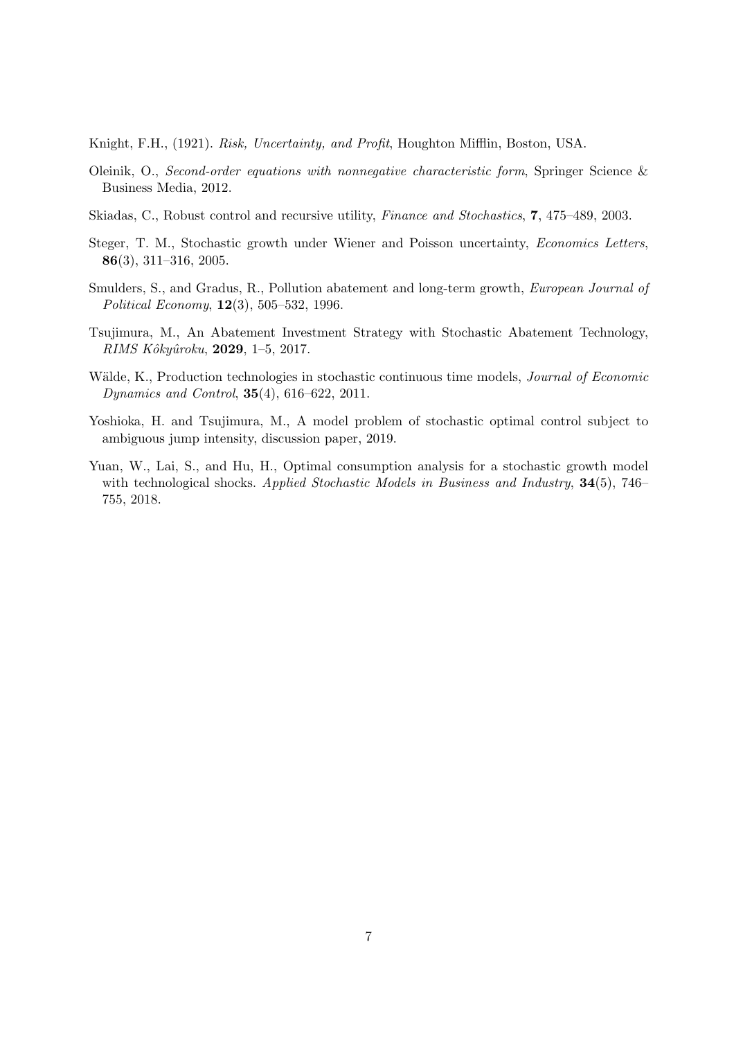Knight, F.H., (1921). *Risk, Uncertainty, and Profit*, Houghton Mifflin, Boston, USA.

Oleinik, O., *Second-order equations with nonnegative characteristic form*, Springer Science & Business Media, 2012.

Skiadas, C., Robust control and recursive utility, *Finance and Stochastics*, **7**, 475–489, 2003.

Steger, T. M., Stochastic growth under Wiener and Poisson uncertainty, *Economics Letters*, **86**(3), 311–316, 2005.

Smulders, S., and Gradus, R., Pollution abatement and long-term growth, *European Journal of Political Economy*, **12**(3), 505–532, 1996.

Tsujimura, M., An Abatement Investment Strategy with Stochastic Abatement Technology, *RIMS Kôkyûroku*, **2029**, 1–5, 2017.

Wälde, K., Production technologies in stochastic continuous time models, *Journal of Economic Dynamics and Control*, **35**(4), 616–622, 2011.

Yoshioka, H. and Tsujimura, M., A model problem of stochastic optimal control subject to ambiguous jump intensity, discussion paper, 2019.

Yuan, W., Lai, S., and Hu, H., Optimal consumption analysis for a stochastic growth model with technological shocks. *Applied Stochastic Models in Business and Industry*, **34**(5), 746–755, 2018.